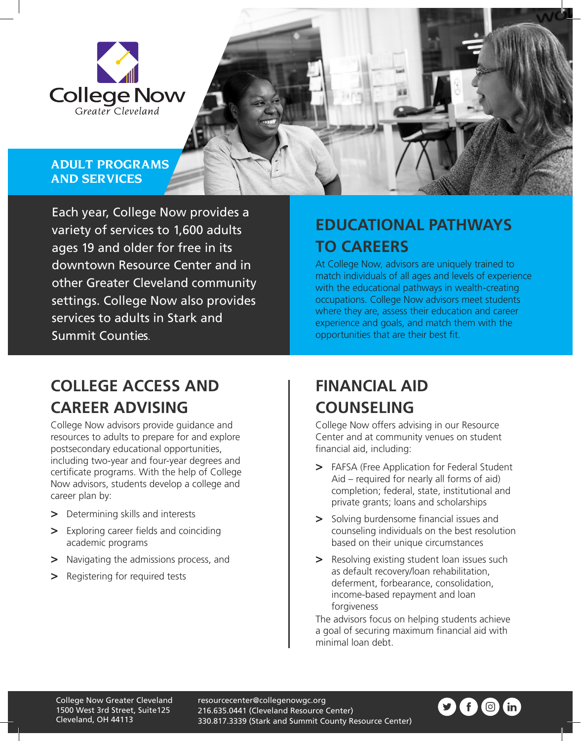College Now
Greater Cleveland

## ADULT PROGRAMS AND SERVICES

Each year, College Now provides a variety of services to 1,600 adults ages 19 and older for free in its downtown Resource Center and in other Greater Cleveland community settings. College Now also provides services to adults in Stark and Summit Counties.

## EDUCATIONAL PATHWAYS TO CAREERS

At College Now, advisors are uniquely trained to match individuals of all ages and levels of experience with the educational pathways in wealth-creating occupations. College Now advisors meet students where they are, assess their education and career experience and goals, and match them with the opportunities that are their best fit.

## COLLEGE ACCESS AND CAREER ADVISING

College Now advisors provide guidance and resources to adults to prepare for and explore postsecondary educational opportunities, including two-year and four-year degrees and certificate programs. With the help of College Now advisors, students develop a college and career plan by:

- Determining skills and interests
- Exploring career fields and coinciding academic programs
- Navigating the admissions process, and
- Registering for required tests

## FINANCIAL AID COUNSELING

College Now offers advising in our Resource Center and at community venues on student financial aid, including:

- FAFSA (Free Application for Federal Student Aid – required for nearly all forms of aid) completion; federal, state, institutional and private grants; loans and scholarships
- Solving burdensome financial issues and counseling individuals on the best resolution based on their unique circumstances
- Resolving existing student loan issues such as default recovery/loan rehabilitation, deferment, forbearance, consolidation, income-based repayment and loan forgiveness

The advisors focus on helping students achieve a goal of securing maximum financial aid with minimal loan debt.

College Now Greater Cleveland
1500 West 3rd Street, Suite125
Cleveland, OH 44113

resourcecenter@collegenowgc.org
216.635.0441 (Cleveland Resource Center)
330.817.3339 (Stark and Summit County Resource Center)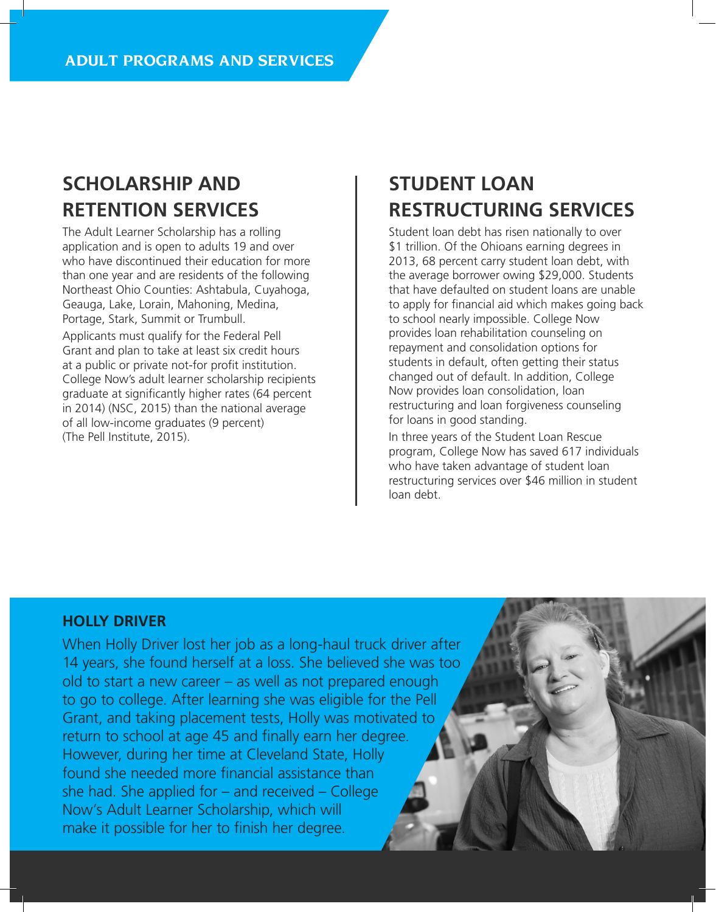## ADULT PROGRAMS AND SERVICES

## SCHOLARSHIP AND RETENTION SERVICES

The Adult Learner Scholarship has a rolling application and is open to adults 19 and over who have discontinued their education for more than one year and are residents of the following Northeast Ohio Counties: Ashtabula, Cuyahoga, Geauga, Lake, Lorain, Mahoning, Medina, Portage, Stark, Summit or Trumbull.

Applicants must qualify for the Federal Pell Grant and plan to take at least six credit hours at a public or private not-for profit institution. College Now's adult learner scholarship recipients graduate at significantly higher rates (64 percent in 2014) (NSC, 2015) than the national average of all low-income graduates (9 percent) (The Pell Institute, 2015).

## STUDENT LOAN RESTRUCTURING SERVICES

Student loan debt has risen nationally to over $1 trillion. Of the Ohioans earning degrees in 2013, 68 percent carry student loan debt, with the average borrower owing $29,000. Students that have defaulted on student loans are unable to apply for financial aid which makes going back to school nearly impossible. College Now provides loan rehabilitation counseling on repayment and consolidation options for students in default, often getting their status changed out of default. In addition, College Now provides loan consolidation, loan restructuring and loan forgiveness counseling for loans in good standing.

In three years of the Student Loan Rescue program, College Now has saved 617 individuals who have taken advantage of student loan restructuring services over $46 million in student loan debt.

### HOLLY DRIVER

When Holly Driver lost her job as a long-haul truck driver after 14 years, she found herself at a loss. She believed she was too old to start a new career – as well as not prepared enough to go to college. After learning she was eligible for the Pell Grant, and taking placement tests, Holly was motivated to return to school at age 45 and finally earn her degree. However, during her time at Cleveland State, Holly found she needed more financial assistance than she had. She applied for – and received – College Now's Adult Learner Scholarship, which will make it possible for her to finish her degree.